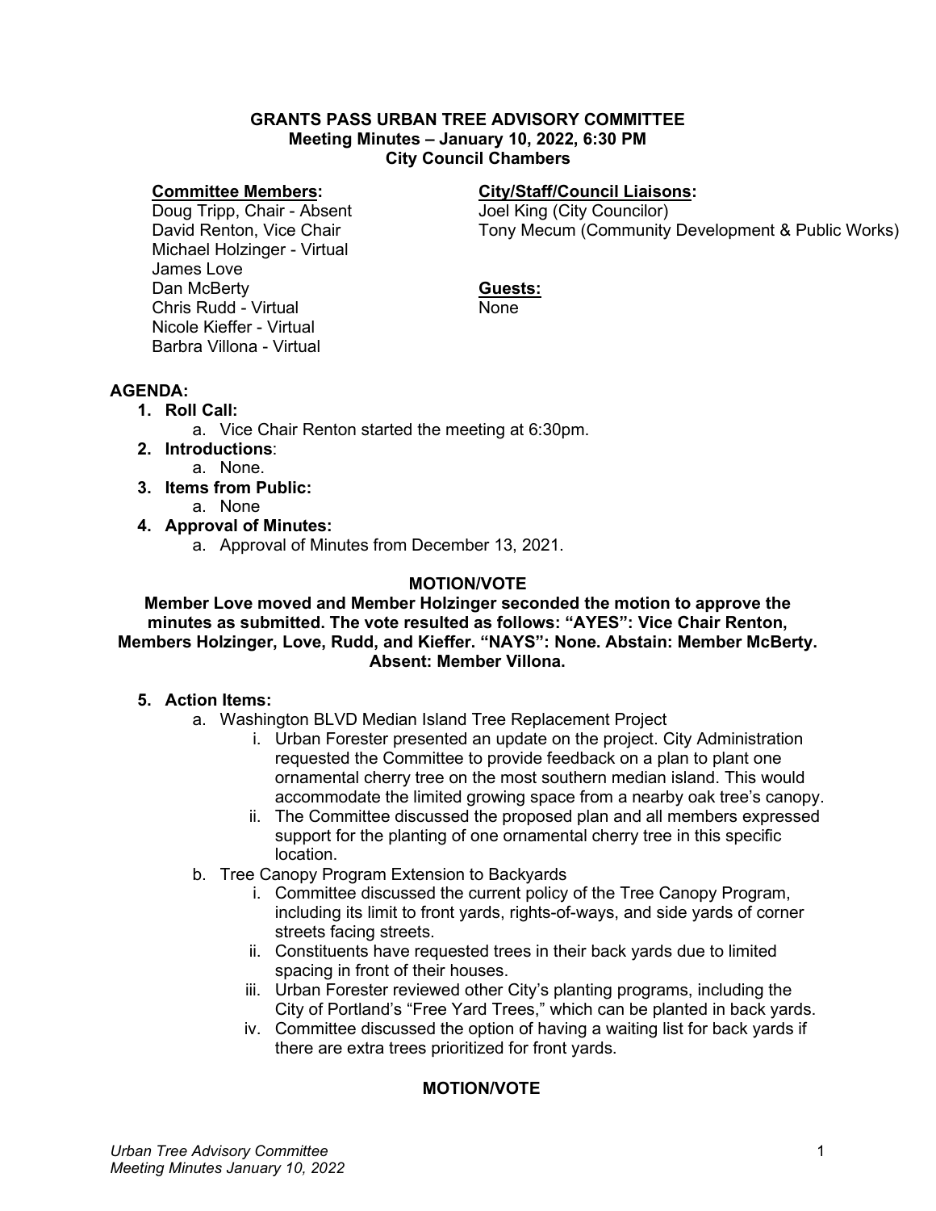**GRANTS PASS URBAN TREE ADVISORY COMMITTEE**
**Meeting Minutes – January 10, 2022, 6:30 PM**
**City Council Chambers**

**Committee Members:**
Doug Tripp, Chair - Absent
David Renton, Vice Chair
Michael Holzinger - Virtual
James Love
Dan McBerty
Chris Rudd - Virtual
Nicole Kieffer - Virtual
Barbra Villona - Virtual

**City/Staff/Council Liaisons:**
Joel King (City Councilor)
Tony Mecum (Community Development & Public Works)

**Guests:**
None

**AGENDA:**

1. **Roll Call:**
   a. Vice Chair Renton started the meeting at 6:30pm.
2. **Introductions**:
   a. None.
3. **Items from Public:**
   a. None
4. **Approval of Minutes:**
   a. Approval of Minutes from December 13, 2021.

**MOTION/VOTE**

**Member Love moved and Member Holzinger seconded the motion to approve the minutes as submitted. The vote resulted as follows: "AYES": Vice Chair Renton, Members Holzinger, Love, Rudd, and Kieffer. "NAYS": None. Abstain: Member McBerty. Absent: Member Villona.**

5. **Action Items:**
   a. Washington BLVD Median Island Tree Replacement Project
      i. Urban Forester presented an update on the project. City Administration requested the Committee to provide feedback on a plan to plant one ornamental cherry tree on the most southern median island. This would accommodate the limited growing space from a nearby oak tree's canopy.
      ii. The Committee discussed the proposed plan and all members expressed support for the planting of one ornamental cherry tree in this specific location.
   b. Tree Canopy Program Extension to Backyards
      i. Committee discussed the current policy of the Tree Canopy Program, including its limit to front yards, rights-of-ways, and side yards of corner streets facing streets.
      ii. Constituents have requested trees in their back yards due to limited spacing in front of their houses.
      iii. Urban Forester reviewed other City's planting programs, including the City of Portland's "Free Yard Trees," which can be planted in back yards.
      iv. Committee discussed the option of having a waiting list for back yards if there are extra trees prioritized for front yards.

**MOTION/VOTE**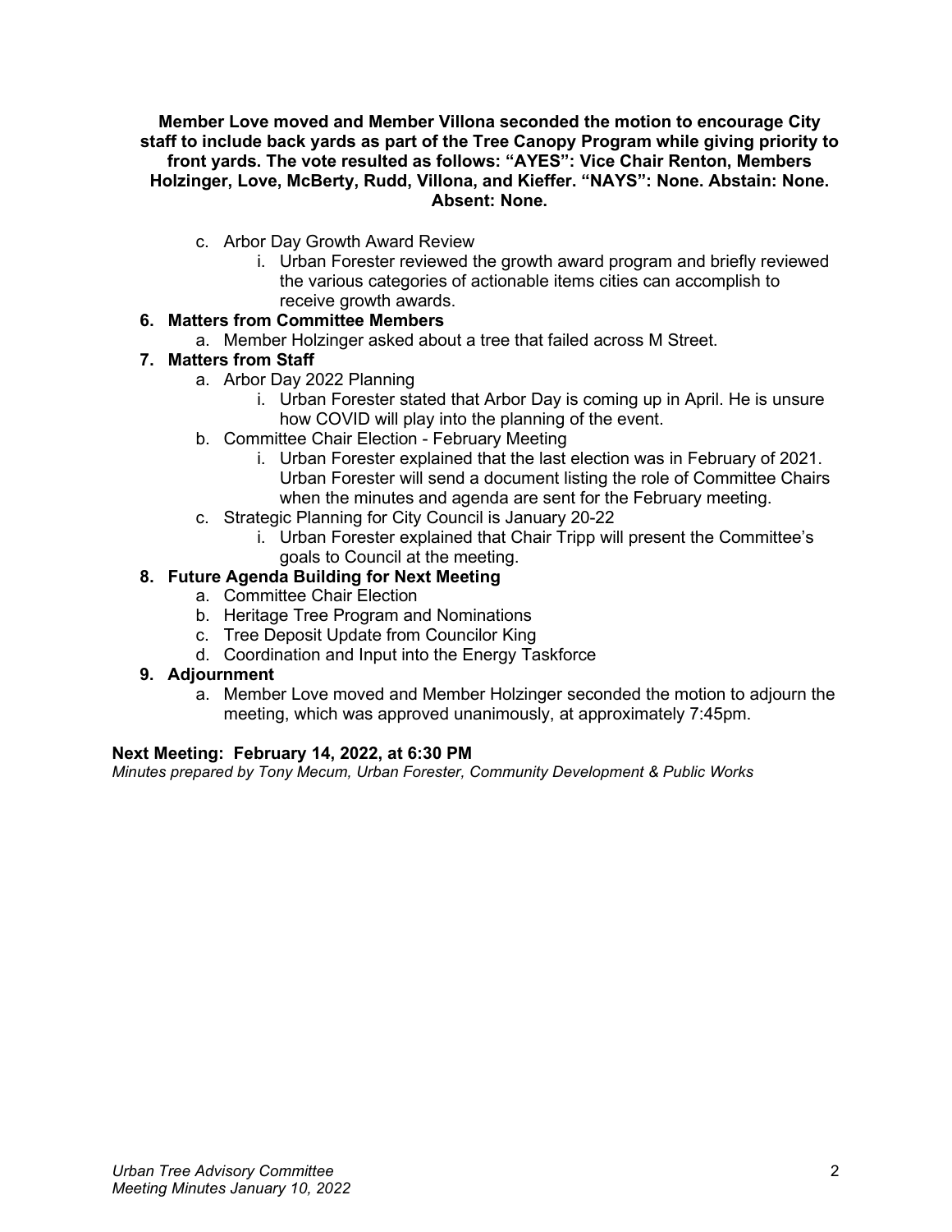**Member Love moved and Member Villona seconded the motion to encourage City staff to include back yards as part of the Tree Canopy Program while giving priority to front yards. The vote resulted as follows: "AYES": Vice Chair Renton, Members Holzinger, Love, McBerty, Rudd, Villona, and Kieffer. "NAYS": None. Abstain: None. Absent: None.**

   c. Arbor Day Growth Award Review
      i. Urban Forester reviewed the growth award program and briefly reviewed the various categories of actionable items cities can accomplish to receive growth awards.

**6. Matters from Committee Members**

   a. Member Holzinger asked about a tree that failed across M Street.

**7. Matters from Staff**

   a. Arbor Day 2022 Planning
      i. Urban Forester stated that Arbor Day is coming up in April. He is unsure how COVID will play into the planning of the event.

   b. Committee Chair Election - February Meeting
      i. Urban Forester explained that the last election was in February of 2021. Urban Forester will send a document listing the role of Committee Chairs when the minutes and agenda are sent for the February meeting.

   c. Strategic Planning for City Council is January 20-22
      i. Urban Forester explained that Chair Tripp will present the Committee's goals to Council at the meeting.

**8. Future Agenda Building for Next Meeting**

   a. Committee Chair Election
   b. Heritage Tree Program and Nominations
   c. Tree Deposit Update from Councilor King
   d. Coordination and Input into the Energy Taskforce

**9. Adjournment**

   a. Member Love moved and Member Holzinger seconded the motion to adjourn the meeting, which was approved unanimously, at approximately 7:45pm.

**Next Meeting: February 14, 2022, at 6:30 PM**

*Minutes prepared by Tony Mecum, Urban Forester, Community Development & Public Works*